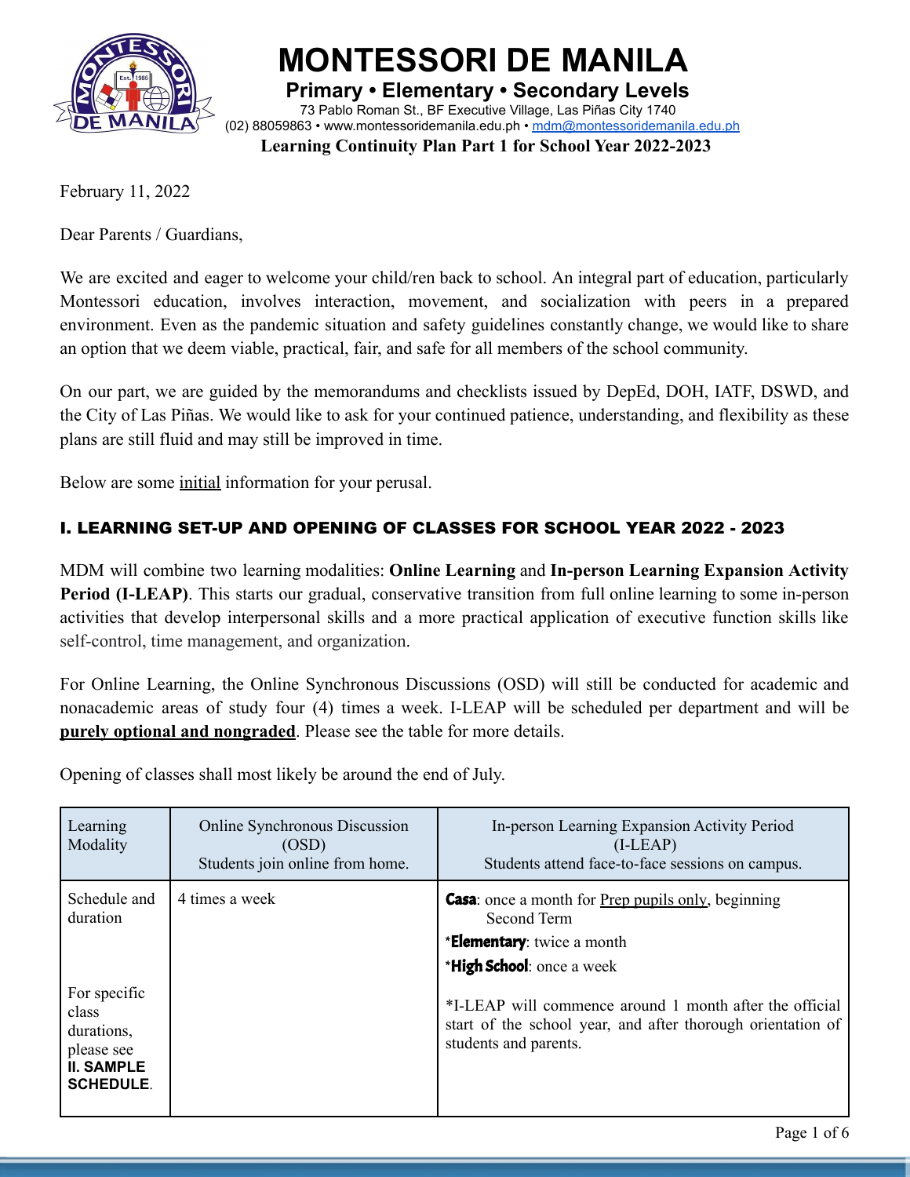# MONTESSORI DE MANILA

**Primary • Elementary • Secondary Levels**

73 Pablo Roman St., BF Executive Village, Las Piñas City 1740

(02) 88059863 • www.montessoridemanila.edu.ph • mdm@montessoridemanila.edu.ph

**Learning Continuity Plan Part 1 for School Year 2022-2023**

February 11, 2022

Dear Parents / Guardians,

We are excited and eager to welcome your child/ren back to school. An integral part of education, particularly Montessori education, involves interaction, movement, and socialization with peers in a prepared environment. Even as the pandemic situation and safety guidelines constantly change, we would like to share an option that we deem viable, practical, fair, and safe for all members of the school community.

On our part, we are guided by the memorandums and checklists issued by DepEd, DOH, IATF, DSWD, and the City of Las Piñas. We would like to ask for your continued patience, understanding, and flexibility as these plans are still fluid and may still be improved in time.

Below are some initial information for your perusal.

## I. LEARNING SET-UP AND OPENING OF CLASSES FOR SCHOOL YEAR 2022 - 2023

MDM will combine two learning modalities: **Online Learning** and **In-person Learning Expansion Activity Period (I-LEAP)**. This starts our gradual, conservative transition from full online learning to some in-person activities that develop interpersonal skills and a more practical application of executive function skills like self-control, time management, and organization.

For Online Learning, the Online Synchronous Discussions (OSD) will still be conducted for academic and nonacademic areas of study four (4) times a week. I-LEAP will be scheduled per department and will be **purely optional and nongraded**. Please see the table for more details.

Opening of classes shall most likely be around the end of July.

| Learning Modality | Online Synchronous Discussion (OSD) Students join online from home. | In-person Learning Expansion Activity Period (I-LEAP) Students attend face-to-face sessions on campus. |
|---|---|---|
| Schedule and duration<br><br>For specific class durations, please see **II. SAMPLE SCHEDULE**. | 4 times a week | **Casa**: once a month for Prep pupils only, beginning Second Term<br>***Elementary**: twice a month<br>***High School**: once a week<br><br>*I-LEAP will commence around 1 month after the official start of the school year, and after thorough orientation of students and parents. |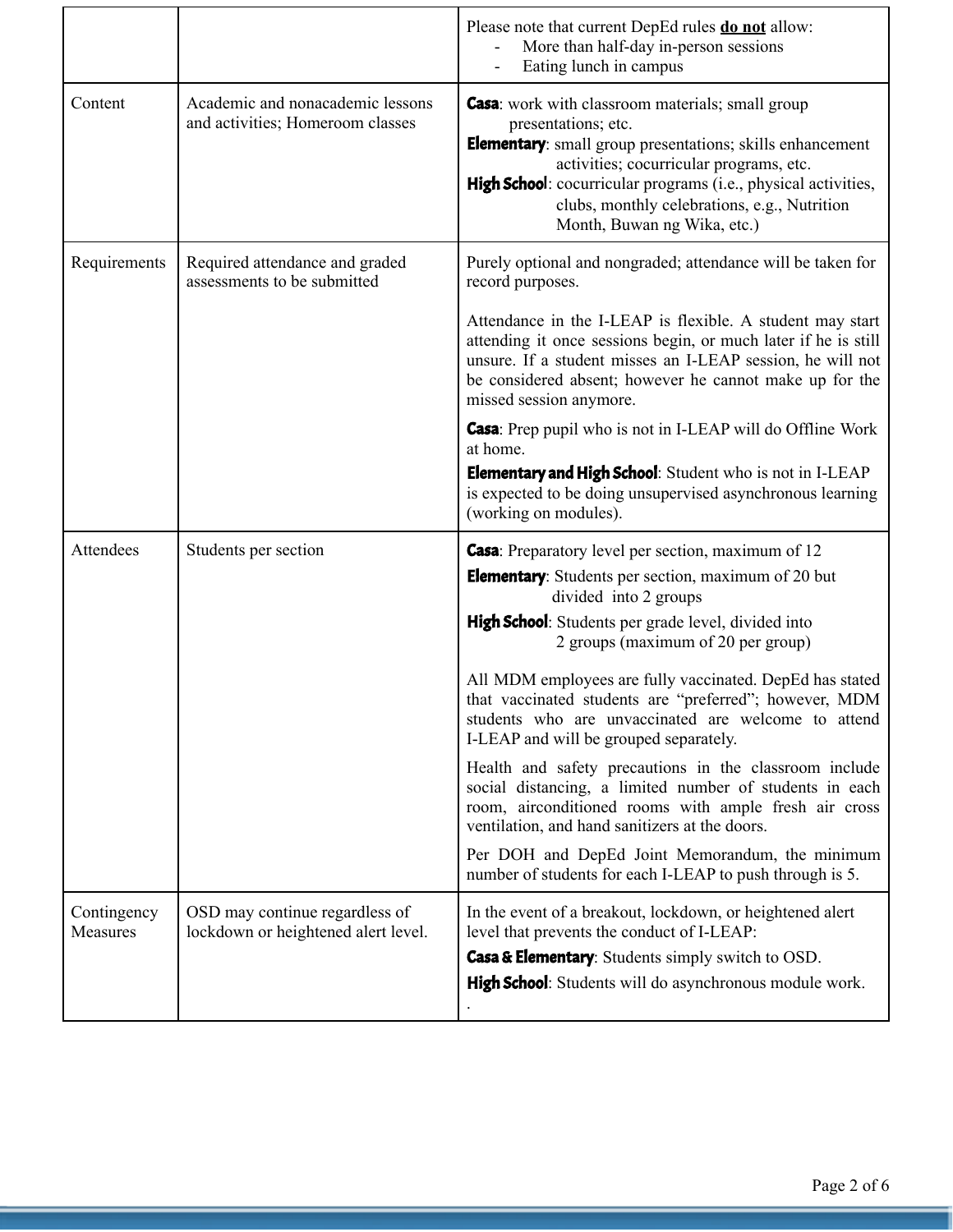| | | |
|---|---|---|
| | | Please note that current DepEd rules **<u>do not</u>** allow:<br>- More than half-day in-person sessions<br>- Eating lunch in campus |
| Content | Academic and nonacademic lessons and activities; Homeroom classes | **Casa**: work with classroom materials; small group presentations; etc.<br>**Elementary**: small group presentations; skills enhancement activities; cocurricular programs, etc.<br>**High School**: cocurricular programs (i.e., physical activities, clubs, monthly celebrations, e.g., Nutrition Month, Buwan ng Wika, etc.) |
| Requirements | Required attendance and graded assessments to be submitted | Purely optional and nongraded; attendance will be taken for record purposes.<br><br>Attendance in the I-LEAP is flexible. A student may start attending it once sessions begin, or much later if he is still unsure. If a student misses an I-LEAP session, he will not be considered absent; however he cannot make up for the missed session anymore.<br><br>**Casa**: Prep pupil who is not in I-LEAP will do Offline Work at home.<br>**Elementary and High School**: Student who is not in I-LEAP is expected to be doing unsupervised asynchronous learning (working on modules). |
| Attendees | Students per section | **Casa**: Preparatory level per section, maximum of 12<br>**Elementary**: Students per section, maximum of 20 but divided into 2 groups<br>**High School**: Students per grade level, divided into 2 groups (maximum of 20 per group)<br><br>All MDM employees are fully vaccinated. DepEd has stated that vaccinated students are "preferred"; however, MDM students who are unvaccinated are welcome to attend I-LEAP and will be grouped separately.<br><br>Health and safety precautions in the classroom include social distancing, a limited number of students in each room, airconditioned rooms with ample fresh air cross ventilation, and hand sanitizers at the doors.<br><br>Per DOH and DepEd Joint Memorandum, the minimum number of students for each I-LEAP to push through is 5. |
| Contingency Measures | OSD may continue regardless of lockdown or heightened alert level. | In the event of a breakout, lockdown, or heightened alert level that prevents the conduct of I-LEAP:<br>**Casa & Elementary**: Students simply switch to OSD.<br>**High School**: Students will do asynchronous module work.<br>. |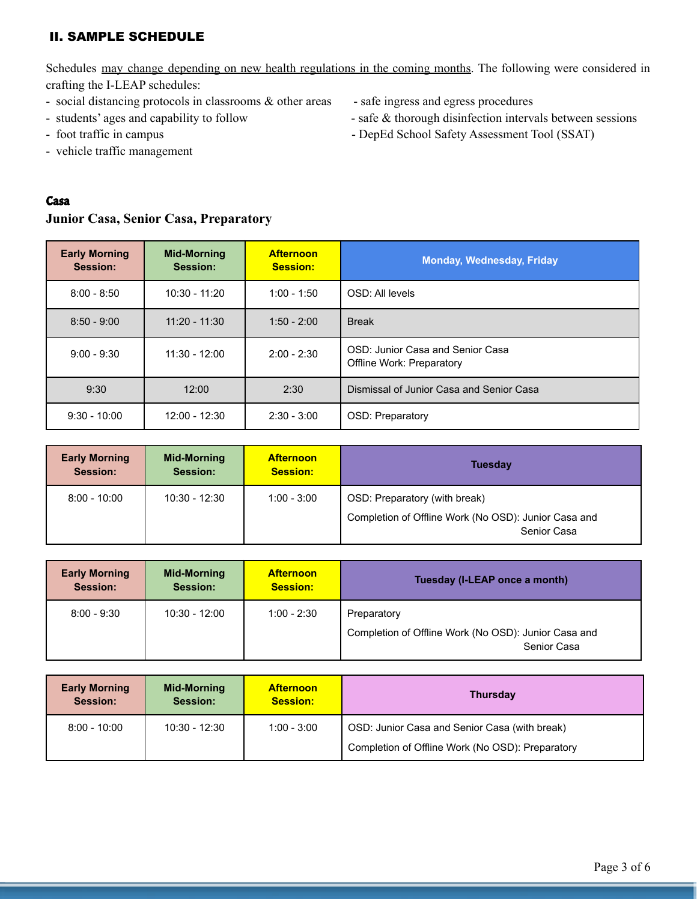## II. SAMPLE SCHEDULE

Schedules may change depending on new health regulations in the coming months. The following were considered in crafting the I-LEAP schedules:

- social distancing protocols in classrooms & other areas
- students' ages and capability to follow
- foot traffic in campus
- vehicle traffic management
- safe ingress and egress procedures
- safe & thorough disinfection intervals between sessions
- DepEd School Safety Assessment Tool (SSAT)

### Casa

**Junior Casa, Senior Casa, Preparatory**

| Early Morning Session: | Mid-Morning Session: | Afternoon Session: | Monday, Wednesday, Friday |
|---|---|---|---|
| 8:00 - 8:50 | 10:30 - 11:20 | 1:00 - 1:50 | OSD: All levels |
| 8:50 - 9:00 | 11:20 - 11:30 | 1:50 - 2:00 | Break |
| 9:00 - 9:30 | 11:30 - 12:00 | 2:00 - 2:30 | OSD: Junior Casa and Senior Casa<br>Offline Work: Preparatory |
| 9:30 | 12:00 | 2:30 | Dismissal of Junior Casa and Senior Casa |
| 9:30 - 10:00 | 12:00 - 12:30 | 2:30 - 3:00 | OSD: Preparatory |

| Early Morning Session: | Mid-Morning Session: | Afternoon Session: | Tuesday |
|---|---|---|---|
| 8:00 - 10:00 | 10:30 - 12:30 | 1:00 - 3:00 | OSD: Preparatory (with break)<br>Completion of Offline Work (No OSD): Junior Casa and Senior Casa |

| Early Morning Session: | Mid-Morning Session: | Afternoon Session: | Tuesday (I-LEAP once a month) |
|---|---|---|---|
| 8:00 - 9:30 | 10:30 - 12:00 | 1:00 - 2:30 | Preparatory<br>Completion of Offline Work (No OSD): Junior Casa and Senior Casa |

| Early Morning Session: | Mid-Morning Session: | Afternoon Session: | Thursday |
|---|---|---|---|
| 8:00 - 10:00 | 10:30 - 12:30 | 1:00 - 3:00 | OSD: Junior Casa and Senior Casa (with break)<br>Completion of Offline Work (No OSD): Preparatory |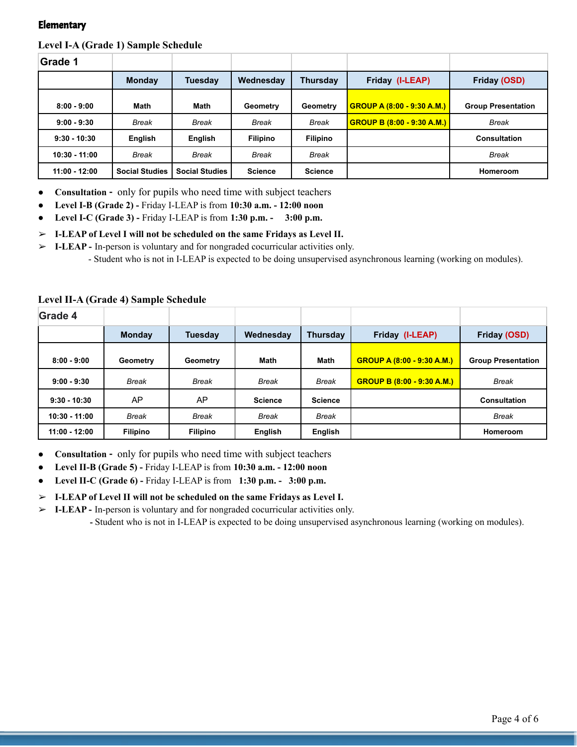**Elementary**

**Level I-A (Grade 1) Sample Schedule**

| Grade 1 | | | | | | |
|---|---|---|---|---|---|---|
| | Monday | Tuesday | Wednesday | Thursday | Friday (I-LEAP) | Friday (OSD) |
| 8:00 - 9:00 | Math | Math | Geometry | Geometry | GROUP A (8:00 - 9:30 A.M.) | Group Presentation |
| 9:00 - 9:30 | *Break* | *Break* | *Break* | *Break* | GROUP B (8:00 - 9:30 A.M.) | *Break* |
| 9:30 - 10:30 | English | English | Filipino | Filipino | | Consultation |
| 10:30 - 11:00 | *Break* | *Break* | *Break* | *Break* | | *Break* |
| 11:00 - 12:00 | Social Studies | Social Studies | Science | Science | | Homeroom |

- **Consultation -** only for pupils who need time with subject teachers
- **Level I-B (Grade 2) -** Friday I-LEAP is from **10:30 a.m. - 12:00 noon**
- **Level I-C (Grade 3) -** Friday I-LEAP is from **1:30 p.m. - 3:00 p.m.**

➢ **I-LEAP of Level I will not be scheduled on the same Fridays as Level II.**

➢ **I-LEAP -** In-person is voluntary and for nongraded cocurricular activities only.
- Student who is not in I-LEAP is expected to be doing unsupervised asynchronous learning (working on modules).

**Level II-A (Grade 4) Sample Schedule**

| Grade 4 | | | | | | |
|---|---|---|---|---|---|---|
| | Monday | Tuesday | Wednesday | Thursday | Friday (I-LEAP) | Friday (OSD) |
| 8:00 - 9:00 | Geometry | Geometry | Math | Math | GROUP A (8:00 - 9:30 A.M.) | Group Presentation |
| 9:00 - 9:30 | *Break* | *Break* | *Break* | *Break* | GROUP B (8:00 - 9:30 A.M.) | *Break* |
| 9:30 - 10:30 | AP | AP | Science | Science | | Consultation |
| 10:30 - 11:00 | *Break* | *Break* | *Break* | *Break* | | *Break* |
| 11:00 - 12:00 | Filipino | Filipino | English | English | | Homeroom |

- **Consultation -** only for pupils who need time with subject teachers
- **Level II-B (Grade 5) -** Friday I-LEAP is from **10:30 a.m. - 12:00 noon**
- **Level II-C (Grade 6) -** Friday I-LEAP is from **1:30 p.m. - 3:00 p.m.**

➢ **I-LEAP of Level II will not be scheduled on the same Fridays as Level I.**

➢ **I-LEAP -** In-person is voluntary and for nongraded cocurricular activities only.
- Student who is not in I-LEAP is expected to be doing unsupervised asynchronous learning (working on modules).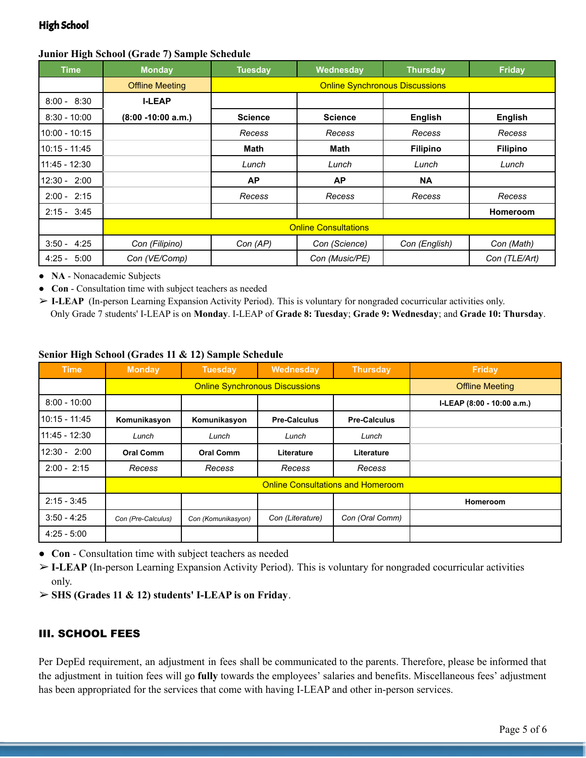**High School**

**Junior High School (Grade 7) Sample Schedule**

| Time | Monday | Tuesday | Wednesday | Thursday | Friday |
|---|---|---|---|---|---|
| | Offline Meeting | Online Synchronous Discussions | | | |
| 8:00 - 8:30 | **I-LEAP** | | | | |
| 8:30 - 10:00 | **(8:00 -10:00 a.m.)** | **Science** | **Science** | **English** | **English** |
| 10:00 - 10:15 | | *Recess* | *Recess* | *Recess* | *Recess* |
| 10:15 - 11:45 | | **Math** | **Math** | **Filipino** | **Filipino** |
| 11:45 - 12:30 | | *Lunch* | *Lunch* | *Lunch* | *Lunch* |
| 12:30 - 2:00 | | **AP** | **AP** | **NA** | |
| 2:00 - 2:15 | | *Recess* | *Recess* | *Recess* | *Recess* |
| 2:15 - 3:45 | | | | | **Homeroom** |
| | Online Consultations | | | | |
| 3:50 - 4:25 | *Con (Filipino)* | *Con (AP)* | *Con (Science)* | *Con (English)* | *Con (Math)* |
| 4:25 - 5:00 | *Con (VE/Comp)* | | *Con (Music/PE)* | | *Con (TLE/Art)* |

- **NA** - Nonacademic Subjects
- **Con** - Consultation time with subject teachers as needed

➢ **I-LEAP** (In-person Learning Expansion Activity Period). This is voluntary for nongraded cocurricular activities only. Only Grade 7 students' I-LEAP is on **Monday**. I-LEAP of **Grade 8: Tuesday**; **Grade 9: Wednesday**; and **Grade 10: Thursday**.

**Senior High School (Grades 11 & 12) Sample Schedule**

| Time | Monday | Tuesday | Wednesday | Thursday | Friday |
|---|---|---|---|---|---|
| | Online Synchronous Discussions | | | | Offline Meeting |
| 8:00 - 10:00 | | | | | **I-LEAP (8:00 - 10:00 a.m.)** |
| 10:15 - 11:45 | **Komunikasyon** | **Komunikasyon** | **Pre-Calculus** | **Pre-Calculus** | |
| 11:45 - 12:30 | *Lunch* | *Lunch* | *Lunch* | *Lunch* | |
| 12:30 - 2:00 | **Oral Comm** | **Oral Comm** | **Literature** | **Literature** | |
| 2:00 - 2:15 | *Recess* | *Recess* | *Recess* | *Recess* | |
| | Online Consultations and Homeroom | | | | |
| 2:15 - 3:45 | | | | | **Homeroom** |
| 3:50 - 4:25 | *Con (Pre-Calculus)* | *Con (Komunikasyon)* | *Con (Literature)* | *Con (Oral Comm)* | |
| 4:25 - 5:00 | | | | | |

- **Con** - Consultation time with subject teachers as needed

➢ **I-LEAP** (In-person Learning Expansion Activity Period). This is voluntary for nongraded cocurricular activities only.

➢ **SHS (Grades 11 & 12) students' I-LEAP is on Friday**.

## III. SCHOOL FEES

Per DepEd requirement, an adjustment in fees shall be communicated to the parents. Therefore, please be informed that the adjustment in tuition fees will go **fully** towards the employees' salaries and benefits. Miscellaneous fees' adjustment has been appropriated for the services that come with having I-LEAP and other in-person services.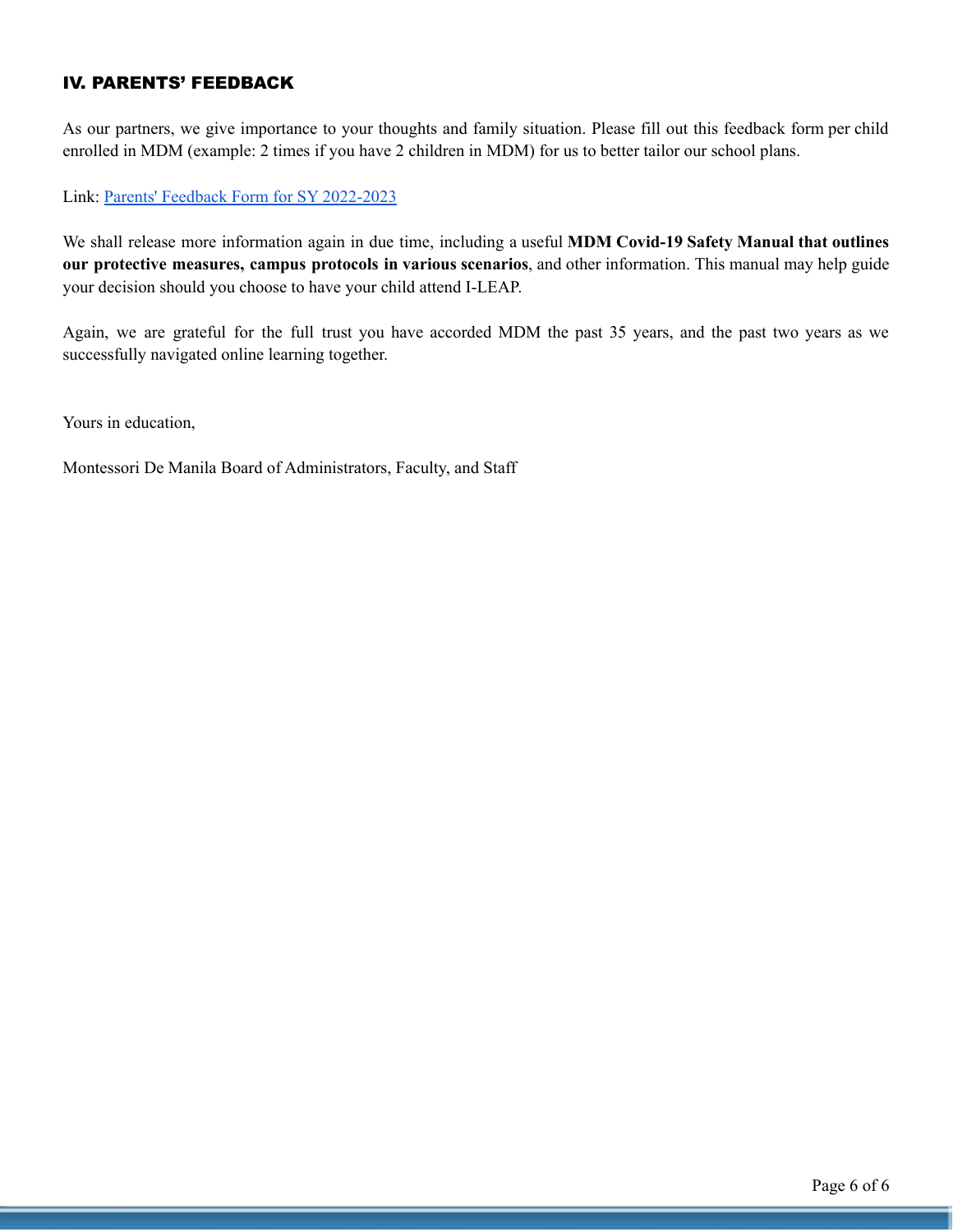## IV. PARENTS' FEEDBACK

As our partners, we give importance to your thoughts and family situation. Please fill out this feedback form per child enrolled in MDM (example: 2 times if you have 2 children in MDM) for us to better tailor our school plans.

Link: Parents' Feedback Form for SY 2022-2023

We shall release more information again in due time, including a useful **MDM Covid-19 Safety Manual that outlines our protective measures, campus protocols in various scenarios**, and other information. This manual may help guide your decision should you choose to have your child attend I-LEAP.

Again, we are grateful for the full trust you have accorded MDM the past 35 years, and the past two years as we successfully navigated online learning together.

Yours in education,

Montessori De Manila Board of Administrators, Faculty, and Staff